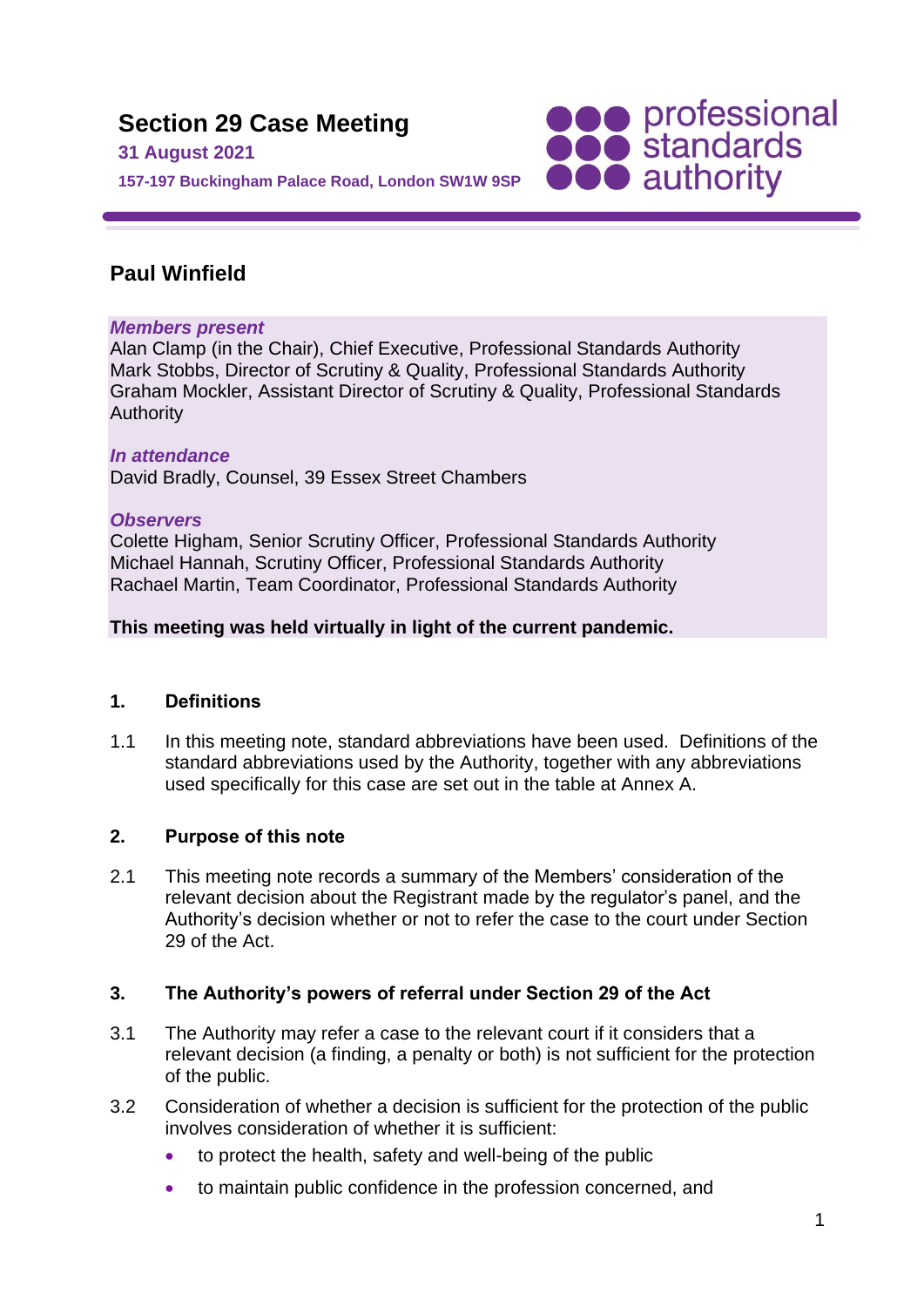# Section 29 Case Meeting

**31 August 2021**

**157-197 Buckingham Palace Road, London SW1W 9SP**

professional standards authority

## Paul Winfield

***Members present***
Alan Clamp (in the Chair), Chief Executive, Professional Standards Authority
Mark Stobbs, Director of Scrutiny & Quality, Professional Standards Authority
Graham Mockler, Assistant Director of Scrutiny & Quality, Professional Standards Authority

***In attendance***
David Bradly, Counsel, 39 Essex Street Chambers

***Observers***
Colette Higham, Senior Scrutiny Officer, Professional Standards Authority
Michael Hannah, Scrutiny Officer, Professional Standards Authority
Rachael Martin, Team Coordinator, Professional Standards Authority

**This meeting was held virtually in light of the current pandemic.**

### 1. Definitions

1.1 In this meeting note, standard abbreviations have been used. Definitions of the standard abbreviations used by the Authority, together with any abbreviations used specifically for this case are set out in the table at Annex A.

### 2. Purpose of this note

2.1 This meeting note records a summary of the Members' consideration of the relevant decision about the Registrant made by the regulator's panel, and the Authority's decision whether or not to refer the case to the court under Section 29 of the Act.

### 3. The Authority's powers of referral under Section 29 of the Act

3.1 The Authority may refer a case to the relevant court if it considers that a relevant decision (a finding, a penalty or both) is not sufficient for the protection of the public.

3.2 Consideration of whether a decision is sufficient for the protection of the public involves consideration of whether it is sufficient:

- to protect the health, safety and well-being of the public
- to maintain public confidence in the profession concerned, and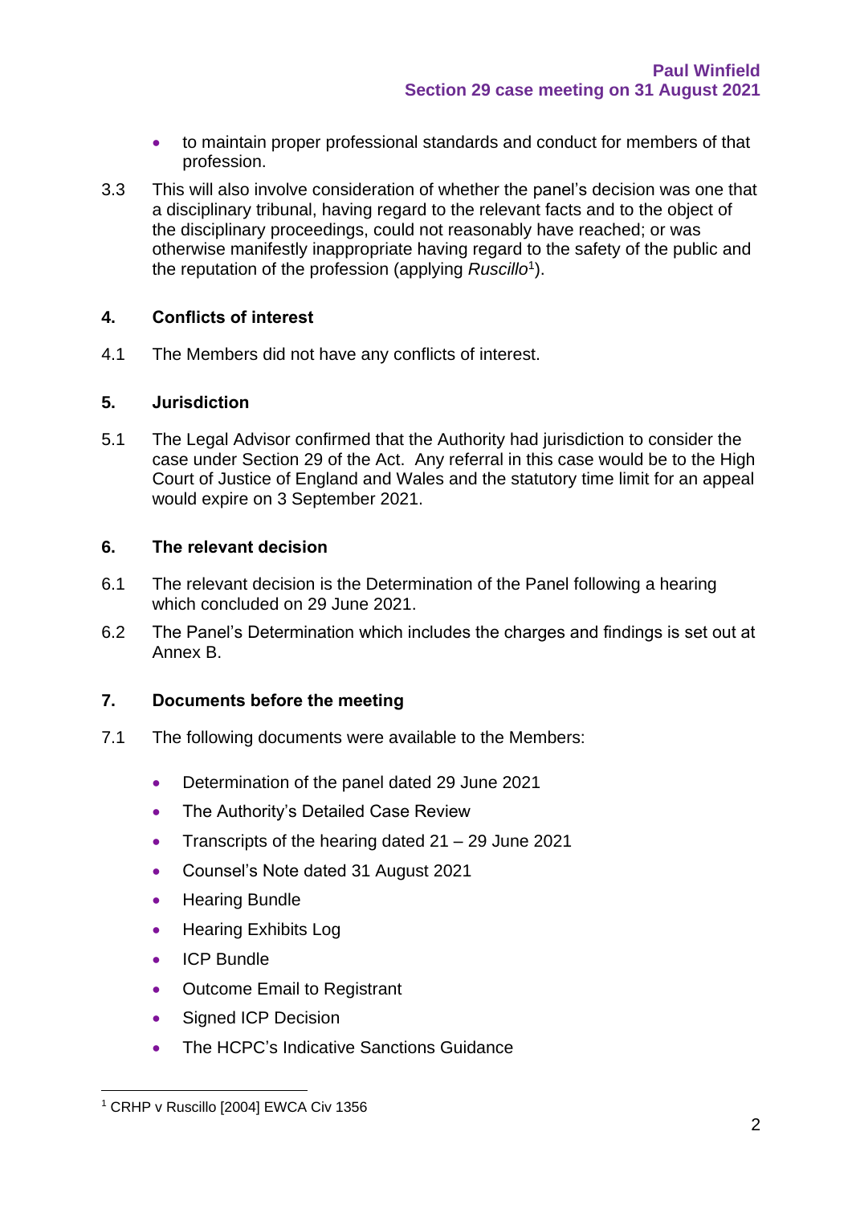- to maintain proper professional standards and conduct for members of that profession.

3.3 This will also involve consideration of whether the panel's decision was one that a disciplinary tribunal, having regard to the relevant facts and to the object of the disciplinary proceedings, could not reasonably have reached; or was otherwise manifestly inappropriate having regard to the safety of the public and the reputation of the profession (applying *Ruscillo*[1]).

## 4. Conflicts of interest

4.1 The Members did not have any conflicts of interest.

## 5. Jurisdiction

5.1 The Legal Advisor confirmed that the Authority had jurisdiction to consider the case under Section 29 of the Act. Any referral in this case would be to the High Court of Justice of England and Wales and the statutory time limit for an appeal would expire on 3 September 2021.

## 6. The relevant decision

6.1 The relevant decision is the Determination of the Panel following a hearing which concluded on 29 June 2021.

6.2 The Panel's Determination which includes the charges and findings is set out at Annex B.

## 7. Documents before the meeting

7.1 The following documents were available to the Members:

- Determination of the panel dated 29 June 2021
- The Authority's Detailed Case Review
- Transcripts of the hearing dated 21 – 29 June 2021
- Counsel's Note dated 31 August 2021
- Hearing Bundle
- Hearing Exhibits Log
- ICP Bundle
- Outcome Email to Registrant
- Signed ICP Decision
- The HCPC's Indicative Sanctions Guidance

[1] CRHP v Ruscillo [2004] EWCA Civ 1356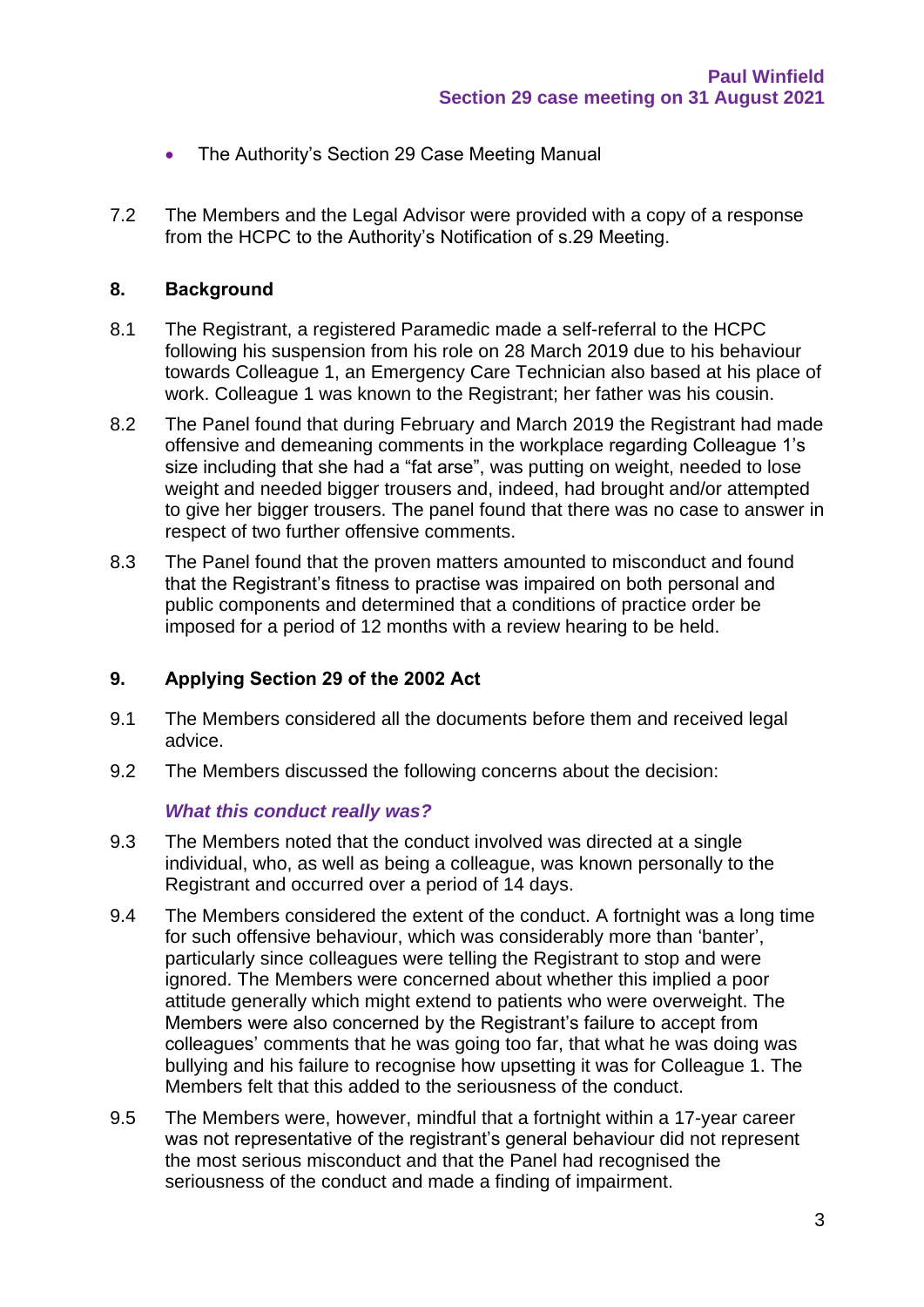- The Authority's Section 29 Case Meeting Manual

7.2 The Members and the Legal Advisor were provided with a copy of a response from the HCPC to the Authority's Notification of s.29 Meeting.

## 8. Background

8.1 The Registrant, a registered Paramedic made a self-referral to the HCPC following his suspension from his role on 28 March 2019 due to his behaviour towards Colleague 1, an Emergency Care Technician also based at his place of work. Colleague 1 was known to the Registrant; her father was his cousin.

8.2 The Panel found that during February and March 2019 the Registrant had made offensive and demeaning comments in the workplace regarding Colleague 1's size including that she had a "fat arse", was putting on weight, needed to lose weight and needed bigger trousers and, indeed, had brought and/or attempted to give her bigger trousers. The panel found that there was no case to answer in respect of two further offensive comments.

8.3 The Panel found that the proven matters amounted to misconduct and found that the Registrant's fitness to practise was impaired on both personal and public components and determined that a conditions of practice order be imposed for a period of 12 months with a review hearing to be held.

## 9. Applying Section 29 of the 2002 Act

9.1 The Members considered all the documents before them and received legal advice.

9.2 The Members discussed the following concerns about the decision:

### *What this conduct really was?*

9.3 The Members noted that the conduct involved was directed at a single individual, who, as well as being a colleague, was known personally to the Registrant and occurred over a period of 14 days.

9.4 The Members considered the extent of the conduct. A fortnight was a long time for such offensive behaviour, which was considerably more than 'banter', particularly since colleagues were telling the Registrant to stop and were ignored. The Members were concerned about whether this implied a poor attitude generally which might extend to patients who were overweight. The Members were also concerned by the Registrant's failure to accept from colleagues' comments that he was going too far, that what he was doing was bullying and his failure to recognise how upsetting it was for Colleague 1. The Members felt that this added to the seriousness of the conduct.

9.5 The Members were, however, mindful that a fortnight within a 17-year career was not representative of the registrant's general behaviour did not represent the most serious misconduct and that the Panel had recognised the seriousness of the conduct and made a finding of impairment.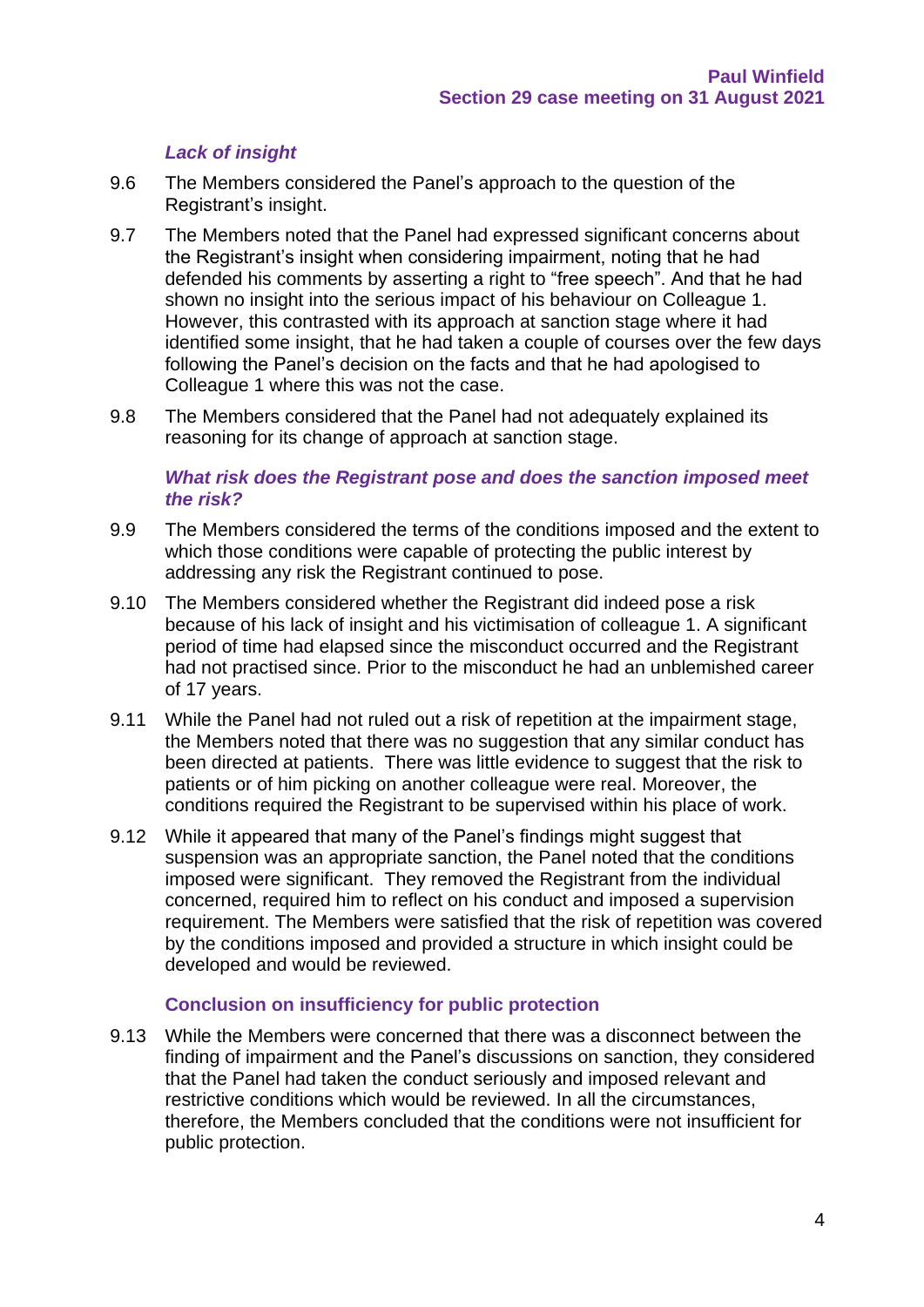### *Lack of insight*

9.6 The Members considered the Panel's approach to the question of the Registrant's insight.

9.7 The Members noted that the Panel had expressed significant concerns about the Registrant's insight when considering impairment, noting that he had defended his comments by asserting a right to "free speech". And that he had shown no insight into the serious impact of his behaviour on Colleague 1. However, this contrasted with its approach at sanction stage where it had identified some insight, that he had taken a couple of courses over the few days following the Panel's decision on the facts and that he had apologised to Colleague 1 where this was not the case.

9.8 The Members considered that the Panel had not adequately explained its reasoning for its change of approach at sanction stage.

### *What risk does the Registrant pose and does the sanction imposed meet the risk?*

9.9 The Members considered the terms of the conditions imposed and the extent to which those conditions were capable of protecting the public interest by addressing any risk the Registrant continued to pose.

9.10 The Members considered whether the Registrant did indeed pose a risk because of his lack of insight and his victimisation of colleague 1. A significant period of time had elapsed since the misconduct occurred and the Registrant had not practised since. Prior to the misconduct he had an unblemished career of 17 years.

9.11 While the Panel had not ruled out a risk of repetition at the impairment stage, the Members noted that there was no suggestion that any similar conduct has been directed at patients. There was little evidence to suggest that the risk to patients or of him picking on another colleague were real. Moreover, the conditions required the Registrant to be supervised within his place of work.

9.12 While it appeared that many of the Panel's findings might suggest that suspension was an appropriate sanction, the Panel noted that the conditions imposed were significant. They removed the Registrant from the individual concerned, required him to reflect on his conduct and imposed a supervision requirement. The Members were satisfied that the risk of repetition was covered by the conditions imposed and provided a structure in which insight could be developed and would be reviewed.

### Conclusion on insufficiency for public protection

9.13 While the Members were concerned that there was a disconnect between the finding of impairment and the Panel's discussions on sanction, they considered that the Panel had taken the conduct seriously and imposed relevant and restrictive conditions which would be reviewed. In all the circumstances, therefore, the Members concluded that the conditions were not insufficient for public protection.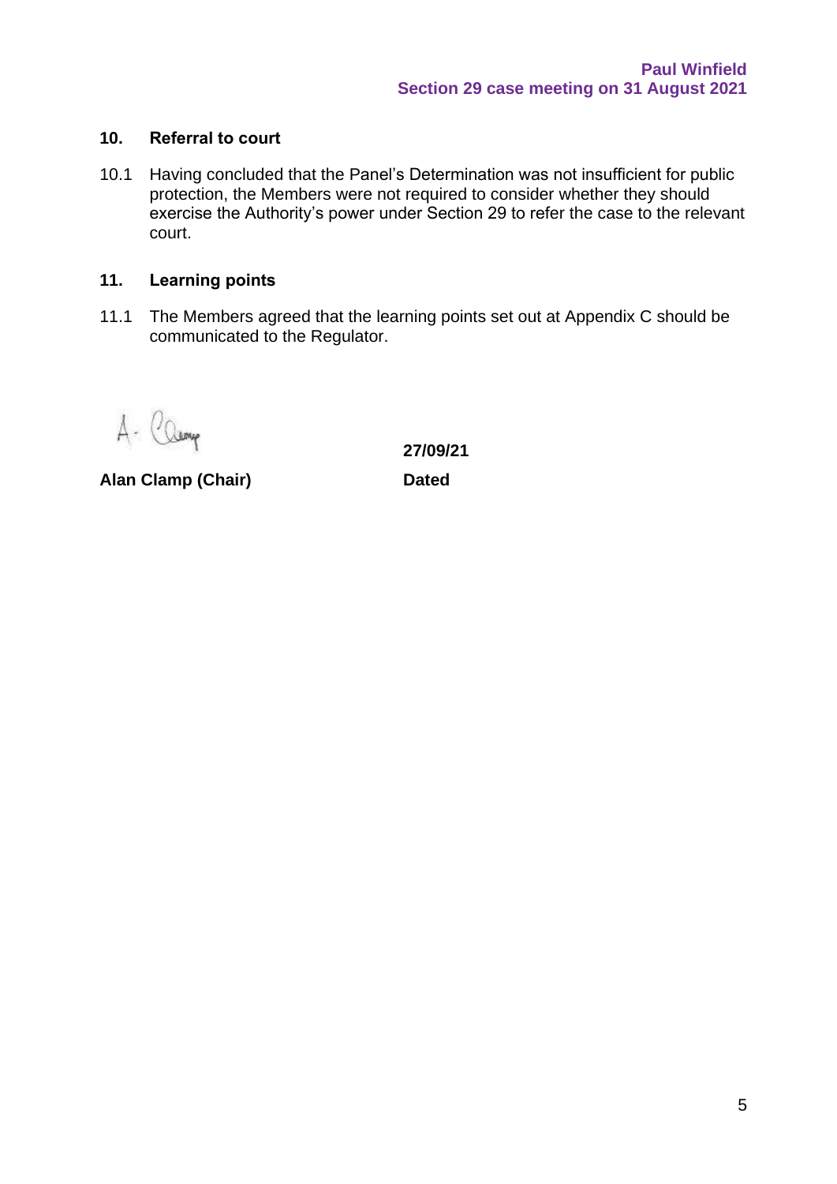## 10. Referral to court

10.1 Having concluded that the Panel's Determination was not insufficient for public protection, the Members were not required to consider whether they should exercise the Authority's power under Section 29 to refer the case to the relevant court.

## 11. Learning points

11.1 The Members agreed that the learning points set out at Appendix C should be communicated to the Regulator.

A. Clamp

**27/09/21**

**Alan Clamp (Chair)** **Dated**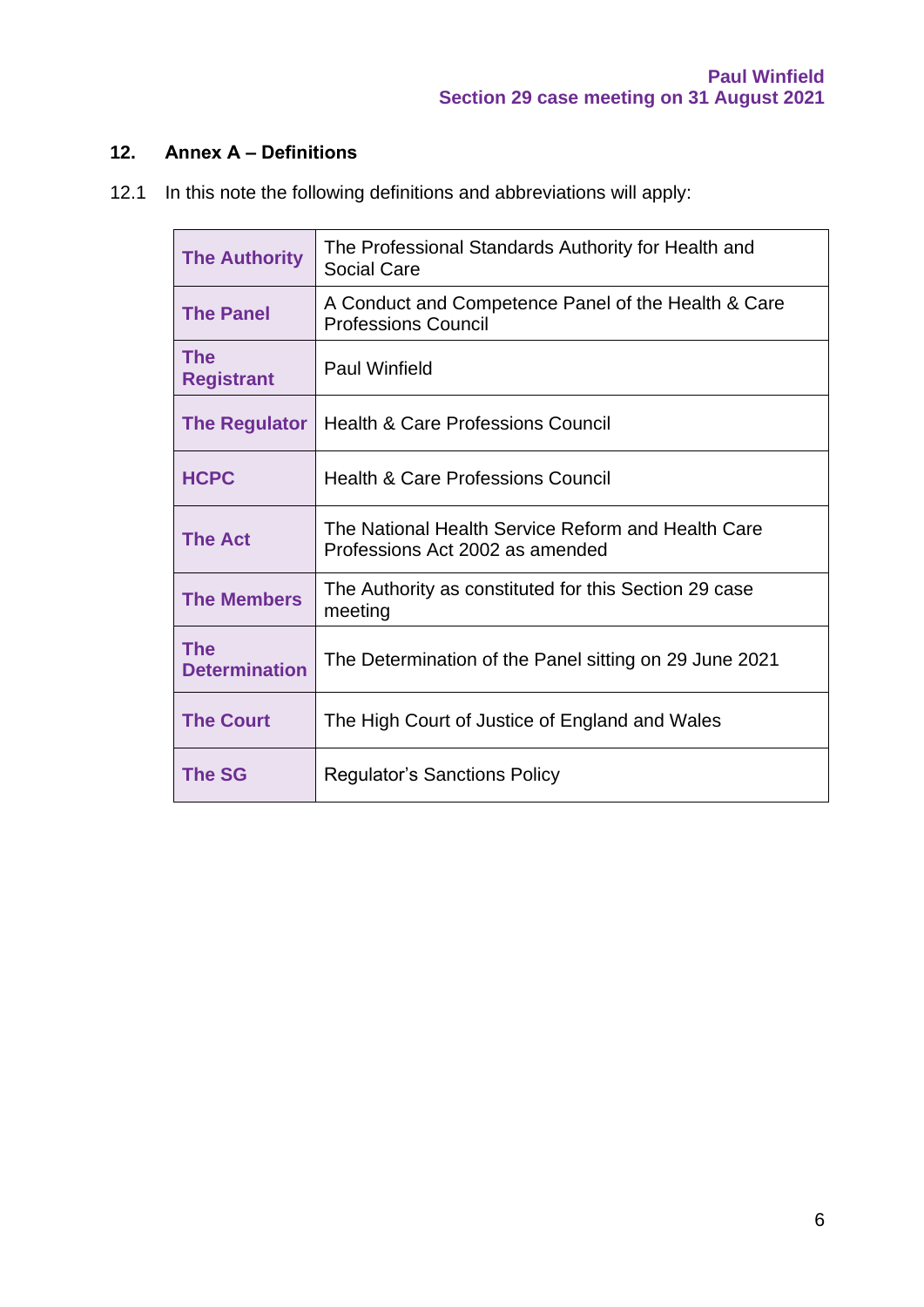## 12. Annex A – Definitions

12.1 In this note the following definitions and abbreviations will apply:

| | |
|---|---|
| **The Authority** | The Professional Standards Authority for Health and Social Care |
| **The Panel** | A Conduct and Competence Panel of the Health & Care Professions Council |
| **The Registrant** | Paul Winfield |
| **The Regulator** | Health & Care Professions Council |
| **HCPC** | Health & Care Professions Council |
| **The Act** | The National Health Service Reform and Health Care Professions Act 2002 as amended |
| **The Members** | The Authority as constituted for this Section 29 case meeting |
| **The Determination** | The Determination of the Panel sitting on 29 June 2021 |
| **The Court** | The High Court of Justice of England and Wales |
| **The SG** | Regulator's Sanctions Policy |